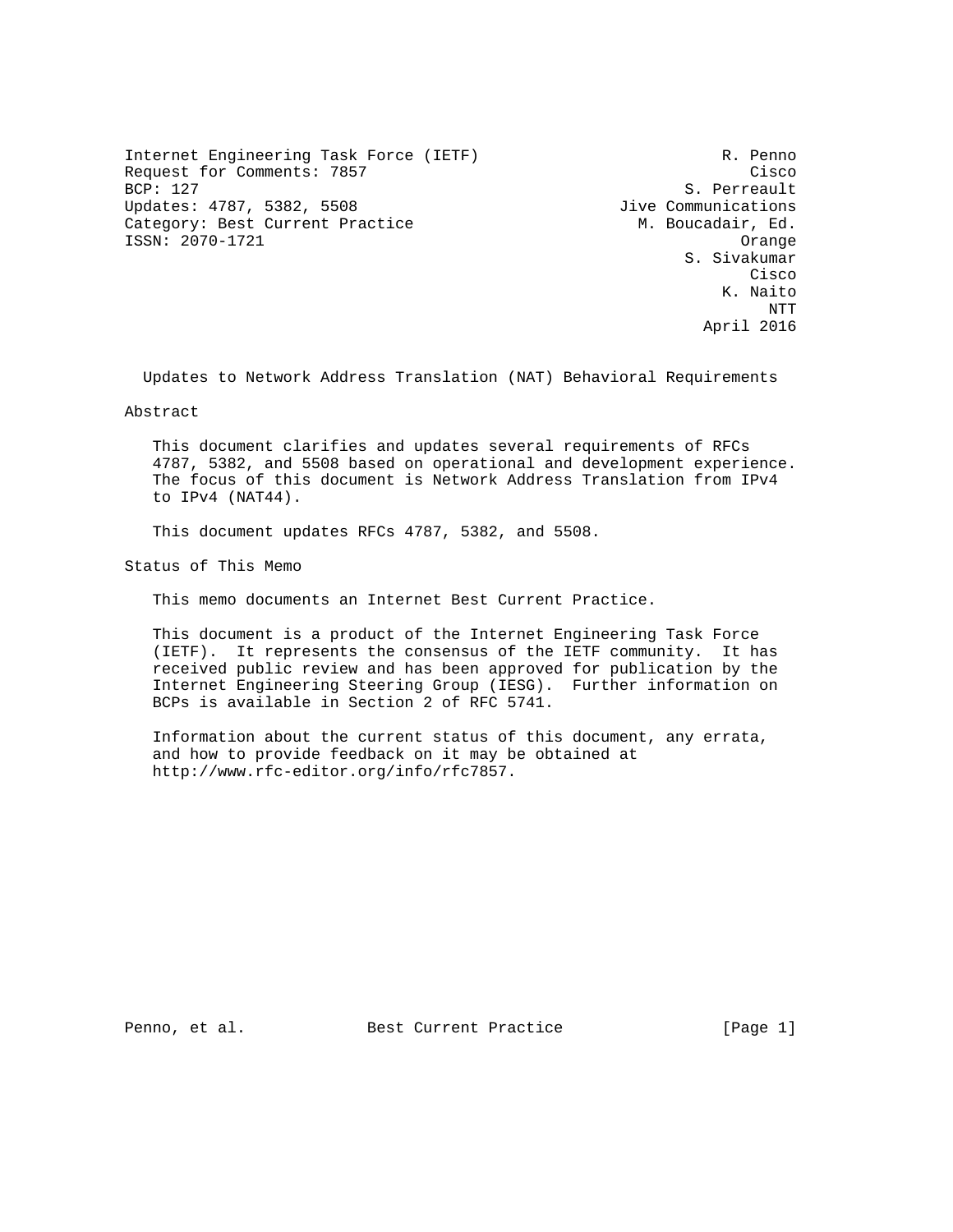Internet Engineering Task Force (IETF) R. Penno
Request for Comments: 7857 Cisco
BCP: 127 S. Perreault
Updates: 4787, 5382, 5508 Jive Communications
Category: Best Current Practice M. Boucadair, Ed.
ISSN: 2070-1721 Orange
S. Sivakumar
Cisco
K. Naito
NTT
April 2016

# Updates to Network Address Translation (NAT) Behavioral Requirements

## Abstract

This document clarifies and updates several requirements of RFCs 4787, 5382, and 5508 based on operational and development experience. The focus of this document is Network Address Translation from IPv4 to IPv4 (NAT44).

This document updates RFCs 4787, 5382, and 5508.

## Status of This Memo

This memo documents an Internet Best Current Practice.

This document is a product of the Internet Engineering Task Force (IETF). It represents the consensus of the IETF community. It has received public review and has been approved for publication by the Internet Engineering Steering Group (IESG). Further information on BCPs is available in Section 2 of RFC 5741.

Information about the current status of this document, any errata, and how to provide feedback on it may be obtained at http://www.rfc-editor.org/info/rfc7857.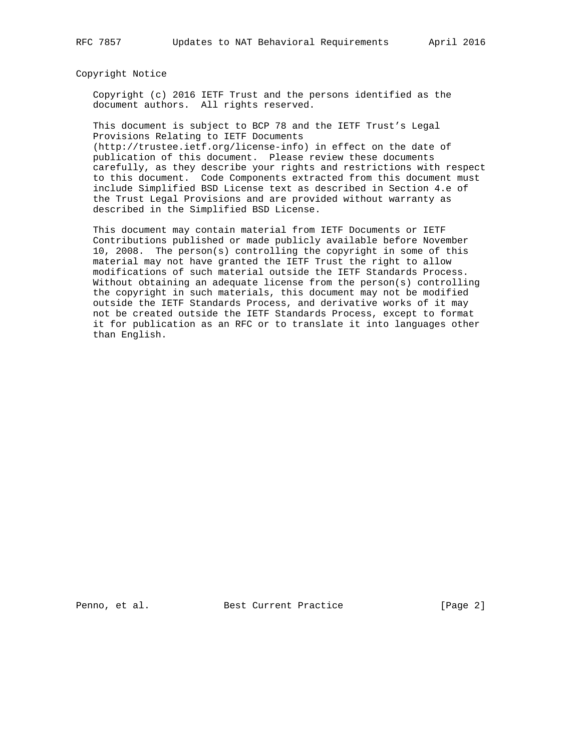## Copyright Notice

Copyright (c) 2016 IETF Trust and the persons identified as the document authors. All rights reserved.

This document is subject to BCP 78 and the IETF Trust's Legal Provisions Relating to IETF Documents (http://trustee.ietf.org/license-info) in effect on the date of publication of this document. Please review these documents carefully, as they describe your rights and restrictions with respect to this document. Code Components extracted from this document must include Simplified BSD License text as described in Section 4.e of the Trust Legal Provisions and are provided without warranty as described in the Simplified BSD License.

This document may contain material from IETF Documents or IETF Contributions published or made publicly available before November 10, 2008. The person(s) controlling the copyright in some of this material may not have granted the IETF Trust the right to allow modifications of such material outside the IETF Standards Process. Without obtaining an adequate license from the person(s) controlling the copyright in such materials, this document may not be modified outside the IETF Standards Process, and derivative works of it may not be created outside the IETF Standards Process, except to format it for publication as an RFC or to translate it into languages other than English.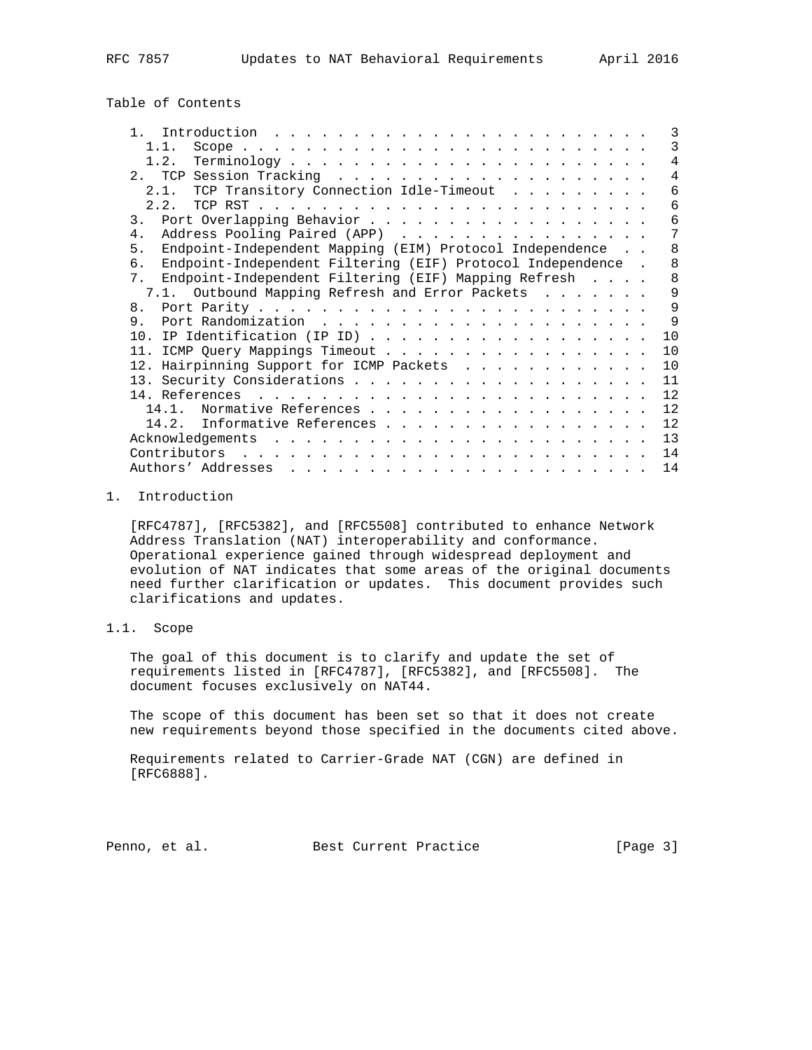Table of Contents

- 1. Introduction . . . 3
  - 1.1. Scope . . . 3
  - 1.2. Terminology . . . 4
- 2. TCP Session Tracking . . . 4
  - 2.1. TCP Transitory Connection Idle-Timeout . . . 6
  - 2.2. TCP RST . . . 6
- 3. Port Overlapping Behavior . . . 6
- 4. Address Pooling Paired (APP) . . . 7
- 5. Endpoint-Independent Mapping (EIM) Protocol Independence . . . 8
- 6. Endpoint-Independent Filtering (EIF) Protocol Independence . . . 8
- 7. Endpoint-Independent Filtering (EIF) Mapping Refresh . . . 8
  - 7.1. Outbound Mapping Refresh and Error Packets . . . 9
- 8. Port Parity . . . 9
- 9. Port Randomization . . . 9
- 10. IP Identification (IP ID) . . . 10
- 11. ICMP Query Mappings Timeout . . . 10
- 12. Hairpinning Support for ICMP Packets . . . 10
- 13. Security Considerations . . . 11
- 14. References . . . 12
  - 14.1. Normative References . . . 12
  - 14.2. Informative References . . . 12
- Acknowledgements . . . 13
- Contributors . . . 14
- Authors' Addresses . . . 14

# 1. Introduction

[RFC4787], [RFC5382], and [RFC5508] contributed to enhance Network Address Translation (NAT) interoperability and conformance. Operational experience gained through widespread deployment and evolution of NAT indicates that some areas of the original documents need further clarification or updates. This document provides such clarifications and updates.

## 1.1. Scope

The goal of this document is to clarify and update the set of requirements listed in [RFC4787], [RFC5382], and [RFC5508]. The document focuses exclusively on NAT44.

The scope of this document has been set so that it does not create new requirements beyond those specified in the documents cited above.

Requirements related to Carrier-Grade NAT (CGN) are defined in [RFC6888].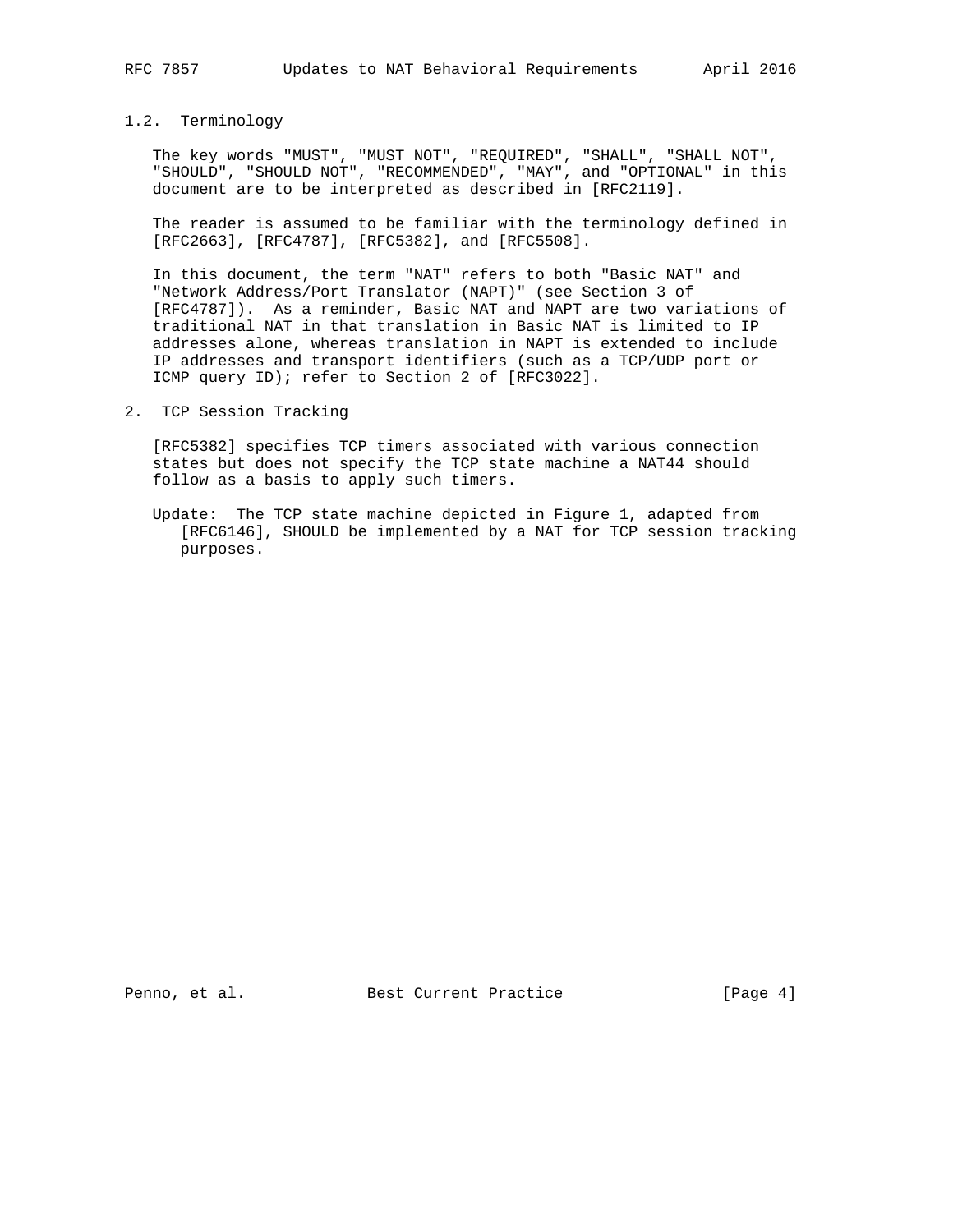### 1.2. Terminology

The key words "MUST", "MUST NOT", "REQUIRED", "SHALL", "SHALL NOT", "SHOULD", "SHOULD NOT", "RECOMMENDED", "MAY", and "OPTIONAL" in this document are to be interpreted as described in [RFC2119].

The reader is assumed to be familiar with the terminology defined in [RFC2663], [RFC4787], [RFC5382], and [RFC5508].

In this document, the term "NAT" refers to both "Basic NAT" and "Network Address/Port Translator (NAPT)" (see Section 3 of [RFC4787]). As a reminder, Basic NAT and NAPT are two variations of traditional NAT in that translation in Basic NAT is limited to IP addresses alone, whereas translation in NAPT is extended to include IP addresses and transport identifiers (such as a TCP/UDP port or ICMP query ID); refer to Section 2 of [RFC3022].

## 2. TCP Session Tracking

[RFC5382] specifies TCP timers associated with various connection states but does not specify the TCP state machine a NAT44 should follow as a basis to apply such timers.

Update: The TCP state machine depicted in Figure 1, adapted from [RFC6146], SHOULD be implemented by a NAT for TCP session tracking purposes.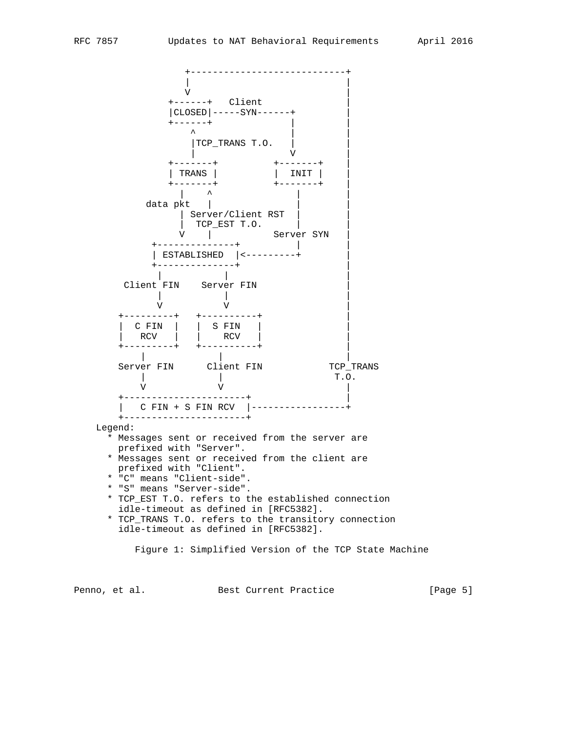```
                 +----------------------------+
                 |                            |
                 V                            |
              +------+   Client               |
              |CLOSED|-----SYN------+         |
              +------+              |         |
                  ^                 |         |
                  |TCP_TRANS T.O.   |         |
                  |                 V         |
              +-------+          +-------+    |
              | TRANS |          |  INIT |    |
              +-------+          +-------+    |
                |    ^               |        |
          data pkt   |               |        |
                | Server/Client RST  |        |
                |  TCP_EST T.O.      |        |
                V    |           Server SYN   |
           +--------------+          |        |
           | ESTABLISHED  |<---------+        |
           +--------------+                   |
             |           |                    |
       Client FIN    Server FIN               |
             |           |                    |
             V           V                    |
      +---------+   +----------+              |
      |  C FIN  |   |  S FIN   |              |
      |   RCV   |   |    RCV   |              |
      +---------+   +----------+              |
          |             |                     |
      Server FIN      Client FIN           TCP_TRANS
          |             |                   T.O.
          V             V                     |
      +----------------------+                |
      |   C FIN + S FIN RCV  |----------------+
      +----------------------+
    Legend:
      * Messages sent or received from the server are
        prefixed with "Server".
      * Messages sent or received from the client are
        prefixed with "Client".
      * "C" means "Client-side".
      * "S" means "Server-side".
      * TCP_EST T.O. refers to the established connection
        idle-timeout as defined in [RFC5382].
      * TCP_TRANS T.O. refers to the transitory connection
        idle-timeout as defined in [RFC5382].
```

Figure 1: Simplified Version of the TCP State Machine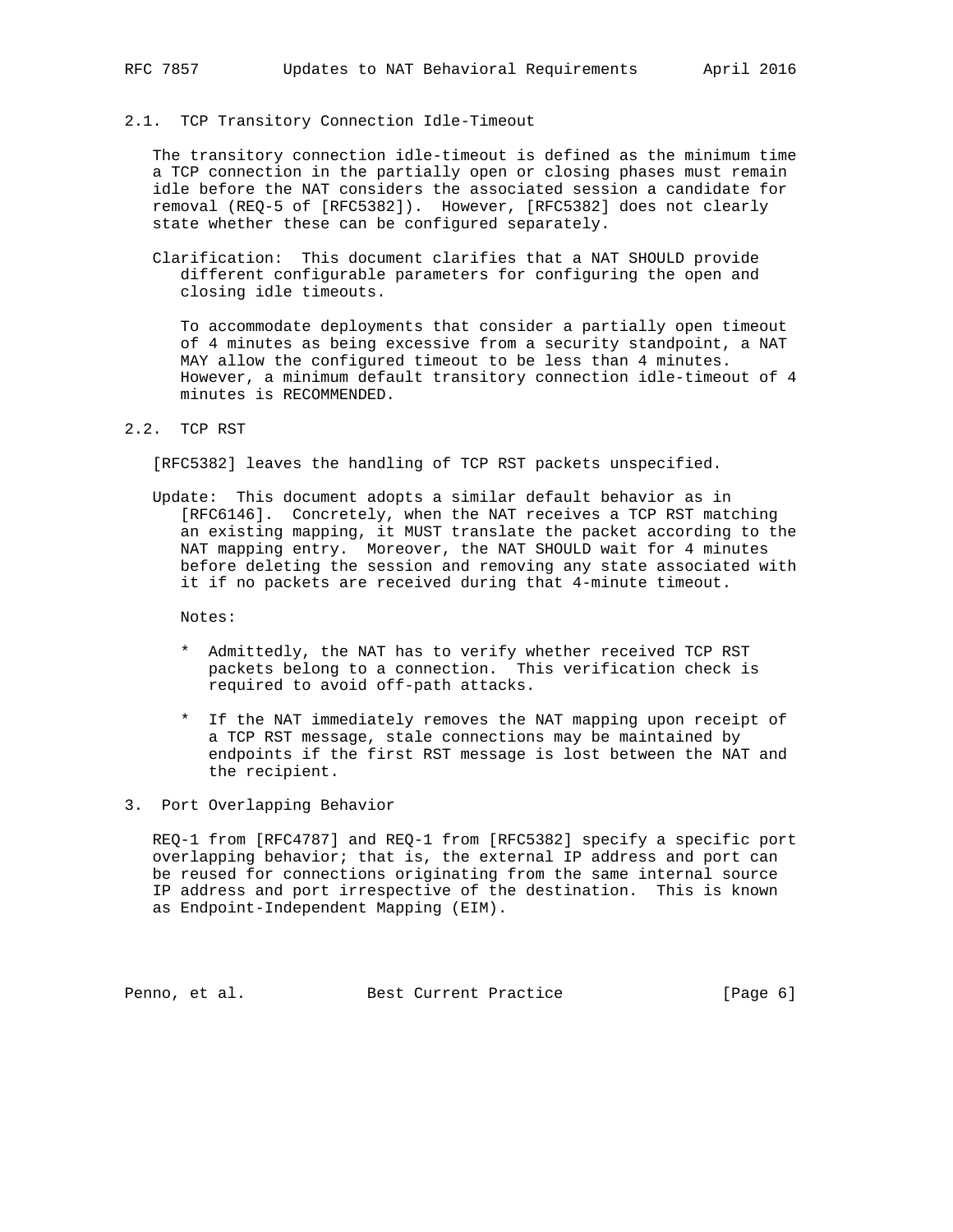### 2.1. TCP Transitory Connection Idle-Timeout

The transitory connection idle-timeout is defined as the minimum time a TCP connection in the partially open or closing phases must remain idle before the NAT considers the associated session a candidate for removal (REQ-5 of [RFC5382]). However, [RFC5382] does not clearly state whether these can be configured separately.

Clarification: This document clarifies that a NAT SHOULD provide different configurable parameters for configuring the open and closing idle timeouts.

To accommodate deployments that consider a partially open timeout of 4 minutes as being excessive from a security standpoint, a NAT MAY allow the configured timeout to be less than 4 minutes. However, a minimum default transitory connection idle-timeout of 4 minutes is RECOMMENDED.

### 2.2. TCP RST

[RFC5382] leaves the handling of TCP RST packets unspecified.

Update: This document adopts a similar default behavior as in [RFC6146]. Concretely, when the NAT receives a TCP RST matching an existing mapping, it MUST translate the packet according to the NAT mapping entry. Moreover, the NAT SHOULD wait for 4 minutes before deleting the session and removing any state associated with it if no packets are received during that 4-minute timeout.

Notes:

* Admittedly, the NAT has to verify whether received TCP RST packets belong to a connection. This verification check is required to avoid off-path attacks.

* If the NAT immediately removes the NAT mapping upon receipt of a TCP RST message, stale connections may be maintained by endpoints if the first RST message is lost between the NAT and the recipient.

## 3. Port Overlapping Behavior

REQ-1 from [RFC4787] and REQ-1 from [RFC5382] specify a specific port overlapping behavior; that is, the external IP address and port can be reused for connections originating from the same internal source IP address and port irrespective of the destination. This is known as Endpoint-Independent Mapping (EIM).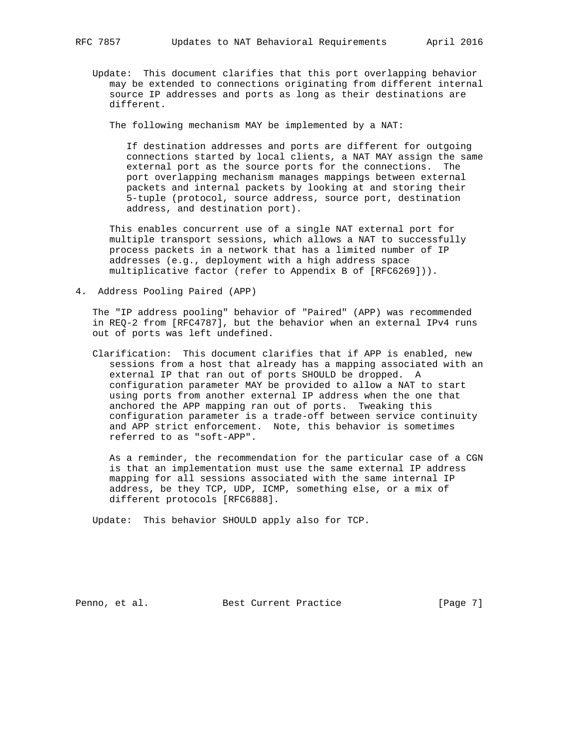Update: This document clarifies that this port overlapping behavior may be extended to connections originating from different internal source IP addresses and ports as long as their destinations are different.

The following mechanism MAY be implemented by a NAT:

> If destination addresses and ports are different for outgoing connections started by local clients, a NAT MAY assign the same external port as the source ports for the connections. The port overlapping mechanism manages mappings between external packets and internal packets by looking at and storing their 5-tuple (protocol, source address, source port, destination address, and destination port).

This enables concurrent use of a single NAT external port for multiple transport sessions, which allows a NAT to successfully process packets in a network that has a limited number of IP addresses (e.g., deployment with a high address space multiplicative factor (refer to Appendix B of [RFC6269])).

## 4. Address Pooling Paired (APP)

The "IP address pooling" behavior of "Paired" (APP) was recommended in REQ-2 from [RFC4787], but the behavior when an external IPv4 runs out of ports was left undefined.

Clarification: This document clarifies that if APP is enabled, new sessions from a host that already has a mapping associated with an external IP that ran out of ports SHOULD be dropped. A configuration parameter MAY be provided to allow a NAT to start using ports from another external IP address when the one that anchored the APP mapping ran out of ports. Tweaking this configuration parameter is a trade-off between service continuity and APP strict enforcement. Note, this behavior is sometimes referred to as "soft-APP".

As a reminder, the recommendation for the particular case of a CGN is that an implementation must use the same external IP address mapping for all sessions associated with the same internal IP address, be they TCP, UDP, ICMP, something else, or a mix of different protocols [RFC6888].

Update: This behavior SHOULD apply also for TCP.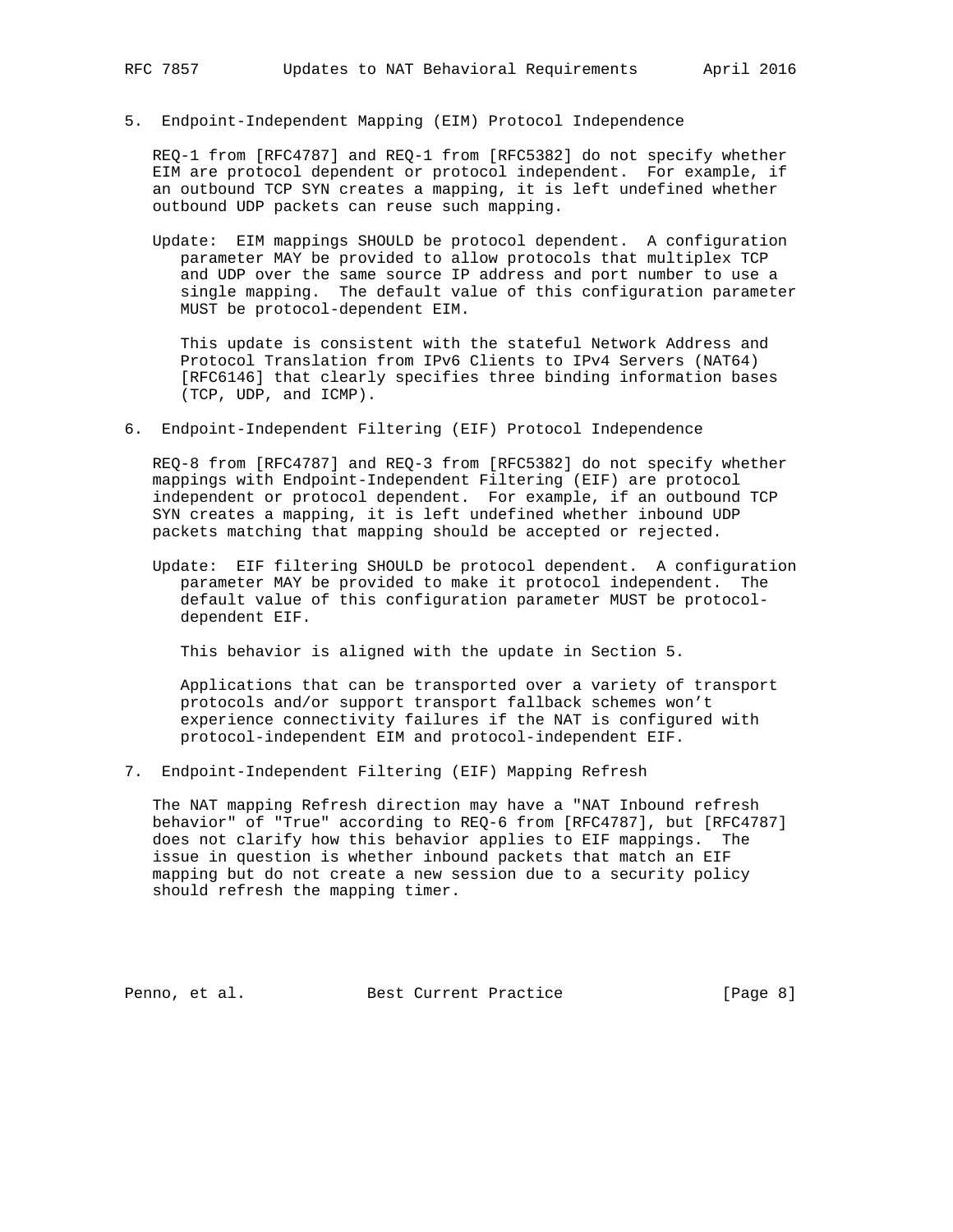## 5. Endpoint-Independent Mapping (EIM) Protocol Independence

REQ-1 from [RFC4787] and REQ-1 from [RFC5382] do not specify whether EIM are protocol dependent or protocol independent. For example, if an outbound TCP SYN creates a mapping, it is left undefined whether outbound UDP packets can reuse such mapping.

Update: EIM mappings SHOULD be protocol dependent. A configuration parameter MAY be provided to allow protocols that multiplex TCP and UDP over the same source IP address and port number to use a single mapping. The default value of this configuration parameter MUST be protocol-dependent EIM.

This update is consistent with the stateful Network Address and Protocol Translation from IPv6 Clients to IPv4 Servers (NAT64) [RFC6146] that clearly specifies three binding information bases (TCP, UDP, and ICMP).

## 6. Endpoint-Independent Filtering (EIF) Protocol Independence

REQ-8 from [RFC4787] and REQ-3 from [RFC5382] do not specify whether mappings with Endpoint-Independent Filtering (EIF) are protocol independent or protocol dependent. For example, if an outbound TCP SYN creates a mapping, it is left undefined whether inbound UDP packets matching that mapping should be accepted or rejected.

Update: EIF filtering SHOULD be protocol dependent. A configuration parameter MAY be provided to make it protocol independent. The default value of this configuration parameter MUST be protocol-dependent EIF.

This behavior is aligned with the update in Section 5.

Applications that can be transported over a variety of transport protocols and/or support transport fallback schemes won't experience connectivity failures if the NAT is configured with protocol-independent EIM and protocol-independent EIF.

## 7. Endpoint-Independent Filtering (EIF) Mapping Refresh

The NAT mapping Refresh direction may have a "NAT Inbound refresh behavior" of "True" according to REQ-6 from [RFC4787], but [RFC4787] does not clarify how this behavior applies to EIF mappings. The issue in question is whether inbound packets that match an EIF mapping but do not create a new session due to a security policy should refresh the mapping timer.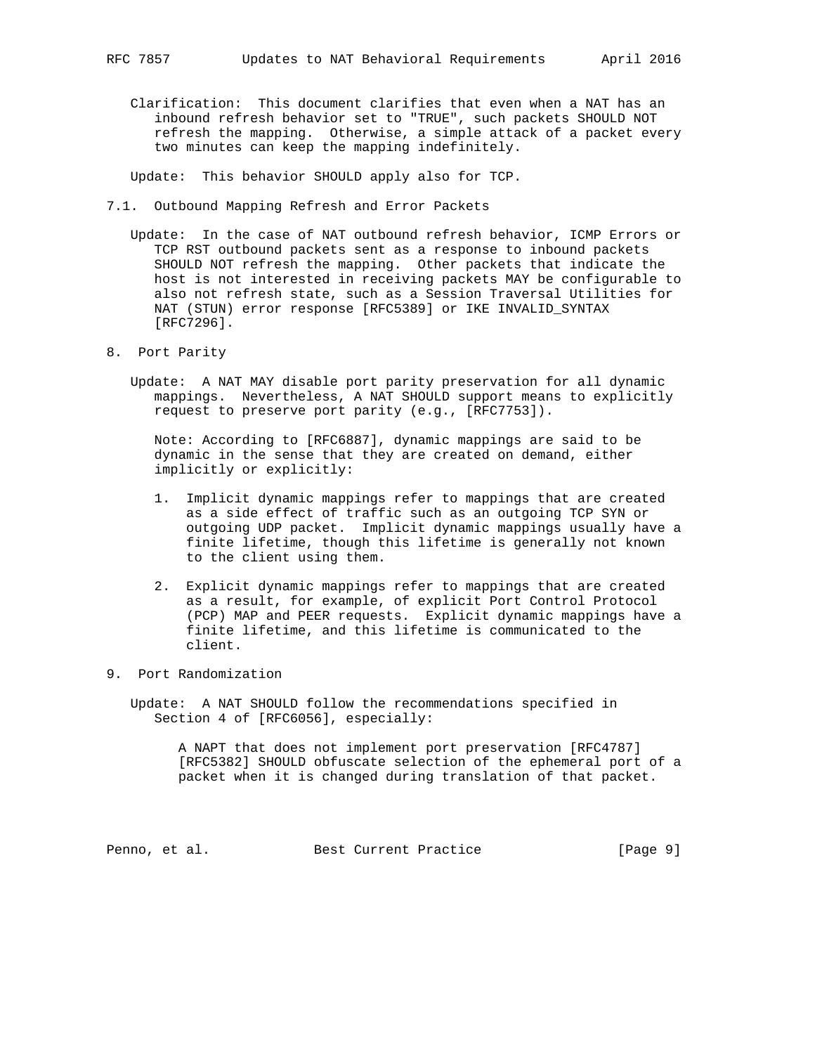Clarification: This document clarifies that even when a NAT has an inbound refresh behavior set to "TRUE", such packets SHOULD NOT refresh the mapping. Otherwise, a simple attack of a packet every two minutes can keep the mapping indefinitely.

Update: This behavior SHOULD apply also for TCP.

## 7.1. Outbound Mapping Refresh and Error Packets

Update: In the case of NAT outbound refresh behavior, ICMP Errors or TCP RST outbound packets sent as a response to inbound packets SHOULD NOT refresh the mapping. Other packets that indicate the host is not interested in receiving packets MAY be configurable to also not refresh state, such as a Session Traversal Utilities for NAT (STUN) error response [RFC5389] or IKE INVALID_SYNTAX [RFC7296].

# 8. Port Parity

Update: A NAT MAY disable port parity preservation for all dynamic mappings. Nevertheless, A NAT SHOULD support means to explicitly request to preserve port parity (e.g., [RFC7753]).

Note: According to [RFC6887], dynamic mappings are said to be dynamic in the sense that they are created on demand, either implicitly or explicitly:

1. Implicit dynamic mappings refer to mappings that are created as a side effect of traffic such as an outgoing TCP SYN or outgoing UDP packet. Implicit dynamic mappings usually have a finite lifetime, though this lifetime is generally not known to the client using them.

2. Explicit dynamic mappings refer to mappings that are created as a result, for example, of explicit Port Control Protocol (PCP) MAP and PEER requests. Explicit dynamic mappings have a finite lifetime, and this lifetime is communicated to the client.

# 9. Port Randomization

Update: A NAT SHOULD follow the recommendations specified in Section 4 of [RFC6056], especially:

> A NAPT that does not implement port preservation [RFC4787] [RFC5382] SHOULD obfuscate selection of the ephemeral port of a packet when it is changed during translation of that packet.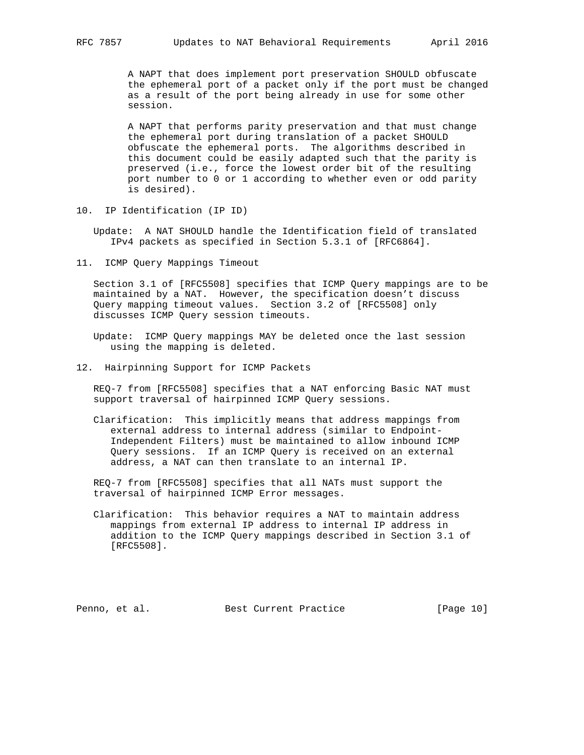A NAPT that does implement port preservation SHOULD obfuscate the ephemeral port of a packet only if the port must be changed as a result of the port being already in use for some other session.

A NAPT that performs parity preservation and that must change the ephemeral port during translation of a packet SHOULD obfuscate the ephemeral ports. The algorithms described in this document could be easily adapted such that the parity is preserved (i.e., force the lowest order bit of the resulting port number to 0 or 1 according to whether even or odd parity is desired).

## 10. IP Identification (IP ID)

Update: A NAT SHOULD handle the Identification field of translated IPv4 packets as specified in Section 5.3.1 of [RFC6864].

## 11. ICMP Query Mappings Timeout

Section 3.1 of [RFC5508] specifies that ICMP Query mappings are to be maintained by a NAT. However, the specification doesn't discuss Query mapping timeout values. Section 3.2 of [RFC5508] only discusses ICMP Query session timeouts.

Update: ICMP Query mappings MAY be deleted once the last session using the mapping is deleted.

## 12. Hairpinning Support for ICMP Packets

REQ-7 from [RFC5508] specifies that a NAT enforcing Basic NAT must support traversal of hairpinned ICMP Query sessions.

Clarification: This implicitly means that address mappings from external address to internal address (similar to Endpoint-Independent Filters) must be maintained to allow inbound ICMP Query sessions. If an ICMP Query is received on an external address, a NAT can then translate to an internal IP.

REQ-7 from [RFC5508] specifies that all NATs must support the traversal of hairpinned ICMP Error messages.

Clarification: This behavior requires a NAT to maintain address mappings from external IP address to internal IP address in addition to the ICMP Query mappings described in Section 3.1 of [RFC5508].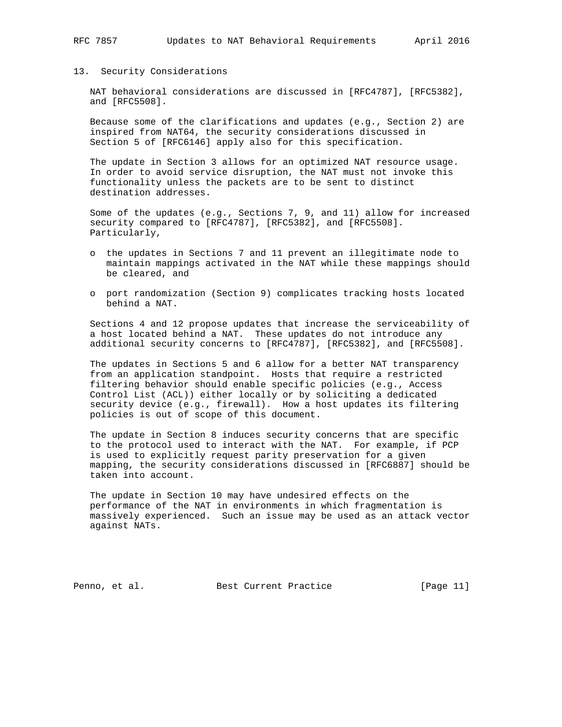## 13. Security Considerations

NAT behavioral considerations are discussed in [RFC4787], [RFC5382], and [RFC5508].

Because some of the clarifications and updates (e.g., Section 2) are inspired from NAT64, the security considerations discussed in Section 5 of [RFC6146] apply also for this specification.

The update in Section 3 allows for an optimized NAT resource usage. In order to avoid service disruption, the NAT must not invoke this functionality unless the packets are to be sent to distinct destination addresses.

Some of the updates (e.g., Sections 7, 9, and 11) allow for increased security compared to [RFC4787], [RFC5382], and [RFC5508]. Particularly,

- the updates in Sections 7 and 11 prevent an illegitimate node to maintain mappings activated in the NAT while these mappings should be cleared, and
- port randomization (Section 9) complicates tracking hosts located behind a NAT.

Sections 4 and 12 propose updates that increase the serviceability of a host located behind a NAT. These updates do not introduce any additional security concerns to [RFC4787], [RFC5382], and [RFC5508].

The updates in Sections 5 and 6 allow for a better NAT transparency from an application standpoint. Hosts that require a restricted filtering behavior should enable specific policies (e.g., Access Control List (ACL)) either locally or by soliciting a dedicated security device (e.g., firewall). How a host updates its filtering policies is out of scope of this document.

The update in Section 8 induces security concerns that are specific to the protocol used to interact with the NAT. For example, if PCP is used to explicitly request parity preservation for a given mapping, the security considerations discussed in [RFC6887] should be taken into account.

The update in Section 10 may have undesired effects on the performance of the NAT in environments in which fragmentation is massively experienced. Such an issue may be used as an attack vector against NATs.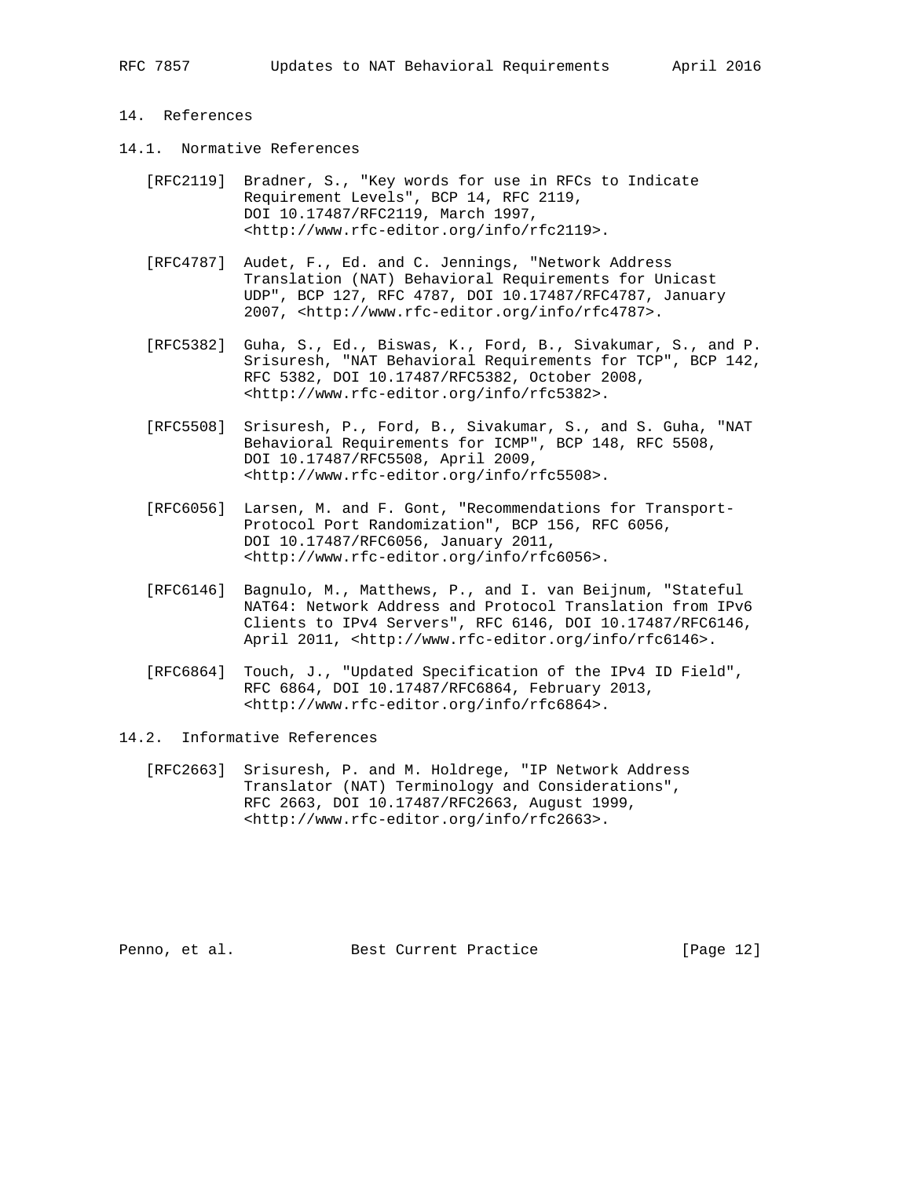## 14. References

### 14.1. Normative References

[RFC2119] Bradner, S., "Key words for use in RFCs to Indicate Requirement Levels", BCP 14, RFC 2119, DOI 10.17487/RFC2119, March 1997, <http://www.rfc-editor.org/info/rfc2119>.

[RFC4787] Audet, F., Ed. and C. Jennings, "Network Address Translation (NAT) Behavioral Requirements for Unicast UDP", BCP 127, RFC 4787, DOI 10.17487/RFC4787, January 2007, <http://www.rfc-editor.org/info/rfc4787>.

[RFC5382] Guha, S., Ed., Biswas, K., Ford, B., Sivakumar, S., and P. Srisuresh, "NAT Behavioral Requirements for TCP", BCP 142, RFC 5382, DOI 10.17487/RFC5382, October 2008, <http://www.rfc-editor.org/info/rfc5382>.

[RFC5508] Srisuresh, P., Ford, B., Sivakumar, S., and S. Guha, "NAT Behavioral Requirements for ICMP", BCP 148, RFC 5508, DOI 10.17487/RFC5508, April 2009, <http://www.rfc-editor.org/info/rfc5508>.

[RFC6056] Larsen, M. and F. Gont, "Recommendations for Transport-Protocol Port Randomization", BCP 156, RFC 6056, DOI 10.17487/RFC6056, January 2011, <http://www.rfc-editor.org/info/rfc6056>.

[RFC6146] Bagnulo, M., Matthews, P., and I. van Beijnum, "Stateful NAT64: Network Address and Protocol Translation from IPv6 Clients to IPv4 Servers", RFC 6146, DOI 10.17487/RFC6146, April 2011, <http://www.rfc-editor.org/info/rfc6146>.

[RFC6864] Touch, J., "Updated Specification of the IPv4 ID Field", RFC 6864, DOI 10.17487/RFC6864, February 2013, <http://www.rfc-editor.org/info/rfc6864>.

### 14.2. Informative References

[RFC2663] Srisuresh, P. and M. Holdrege, "IP Network Address Translator (NAT) Terminology and Considerations", RFC 2663, DOI 10.17487/RFC2663, August 1999, <http://www.rfc-editor.org/info/rfc2663>.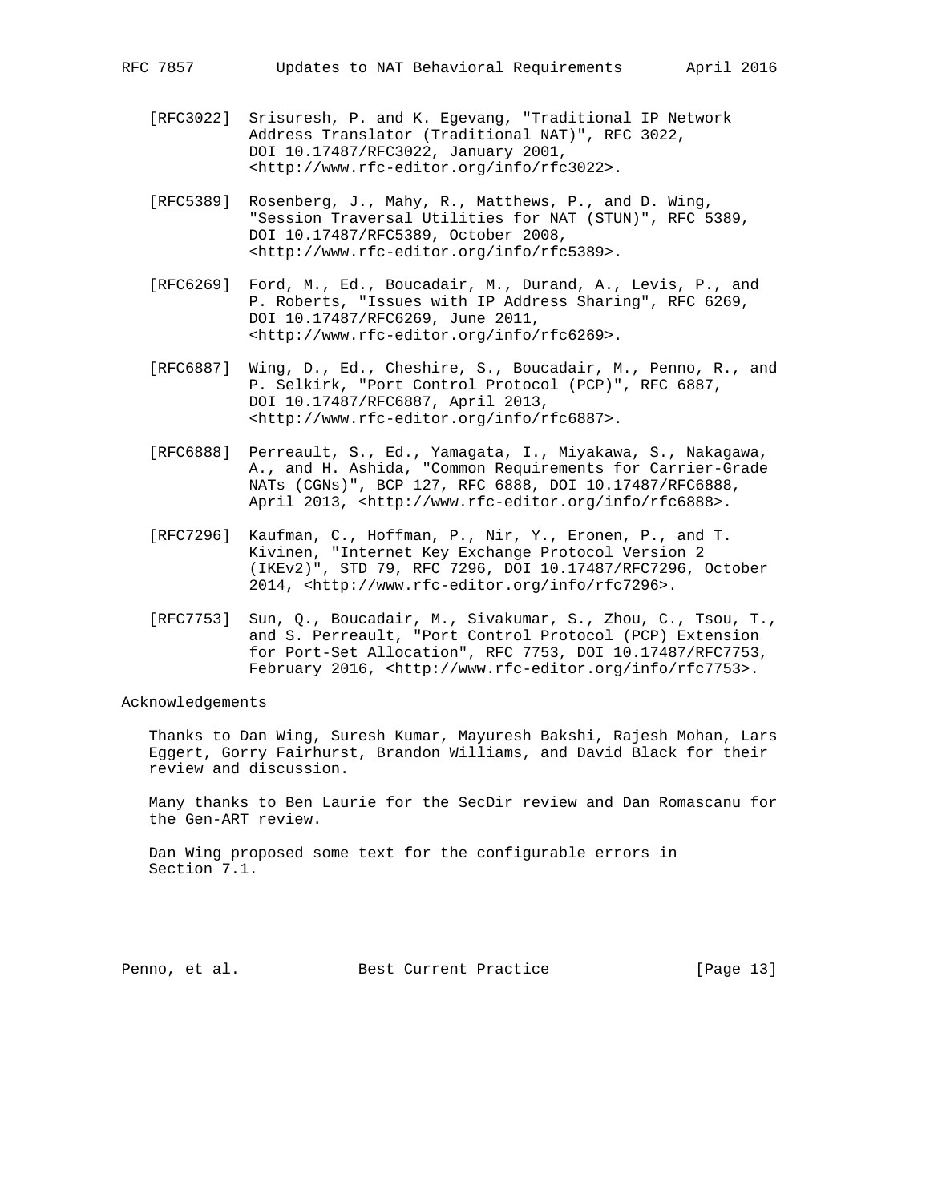[RFC3022] Srisuresh, P. and K. Egevang, "Traditional IP Network Address Translator (Traditional NAT)", RFC 3022, DOI 10.17487/RFC3022, January 2001, <http://www.rfc-editor.org/info/rfc3022>.

[RFC5389] Rosenberg, J., Mahy, R., Matthews, P., and D. Wing, "Session Traversal Utilities for NAT (STUN)", RFC 5389, DOI 10.17487/RFC5389, October 2008, <http://www.rfc-editor.org/info/rfc5389>.

[RFC6269] Ford, M., Ed., Boucadair, M., Durand, A., Levis, P., and P. Roberts, "Issues with IP Address Sharing", RFC 6269, DOI 10.17487/RFC6269, June 2011, <http://www.rfc-editor.org/info/rfc6269>.

[RFC6887] Wing, D., Ed., Cheshire, S., Boucadair, M., Penno, R., and P. Selkirk, "Port Control Protocol (PCP)", RFC 6887, DOI 10.17487/RFC6887, April 2013, <http://www.rfc-editor.org/info/rfc6887>.

[RFC6888] Perreault, S., Ed., Yamagata, I., Miyakawa, S., Nakagawa, A., and H. Ashida, "Common Requirements for Carrier-Grade NATs (CGNs)", BCP 127, RFC 6888, DOI 10.17487/RFC6888, April 2013, <http://www.rfc-editor.org/info/rfc6888>.

[RFC7296] Kaufman, C., Hoffman, P., Nir, Y., Eronen, P., and T. Kivinen, "Internet Key Exchange Protocol Version 2 (IKEv2)", STD 79, RFC 7296, DOI 10.17487/RFC7296, October 2014, <http://www.rfc-editor.org/info/rfc7296>.

[RFC7753] Sun, Q., Boucadair, M., Sivakumar, S., Zhou, C., Tsou, T., and S. Perreault, "Port Control Protocol (PCP) Extension for Port-Set Allocation", RFC 7753, DOI 10.17487/RFC7753, February 2016, <http://www.rfc-editor.org/info/rfc7753>.

## Acknowledgements

Thanks to Dan Wing, Suresh Kumar, Mayuresh Bakshi, Rajesh Mohan, Lars Eggert, Gorry Fairhurst, Brandon Williams, and David Black for their review and discussion.

Many thanks to Ben Laurie for the SecDir review and Dan Romascanu for the Gen-ART review.

Dan Wing proposed some text for the configurable errors in Section 7.1.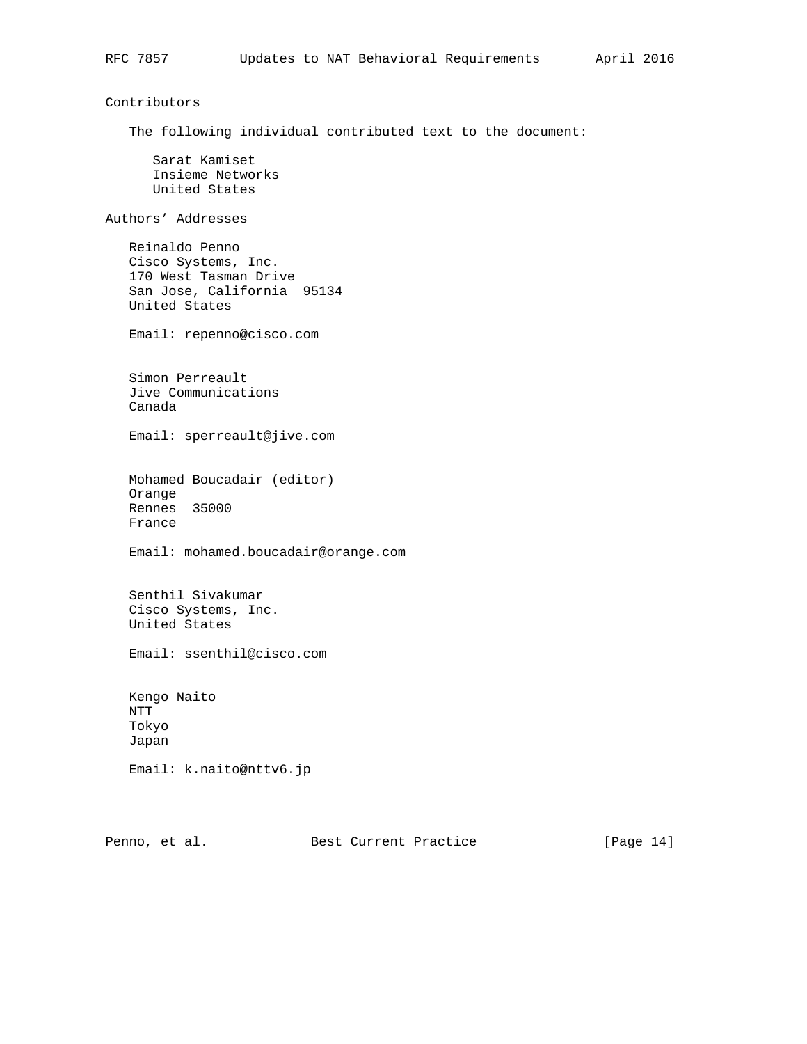## Contributors

The following individual contributed text to the document:

Sarat Kamiset
Insieme Networks
United States

## Authors' Addresses

Reinaldo Penno
Cisco Systems, Inc.
170 West Tasman Drive
San Jose, California 95134
United States

Email: repenno@cisco.com

Simon Perreault
Jive Communications
Canada

Email: sperreault@jive.com

Mohamed Boucadair (editor)
Orange
Rennes 35000
France

Email: mohamed.boucadair@orange.com

Senthil Sivakumar
Cisco Systems, Inc.
United States

Email: ssenthil@cisco.com

Kengo Naito
NTT
Tokyo
Japan

Email: k.naito@nttv6.jp